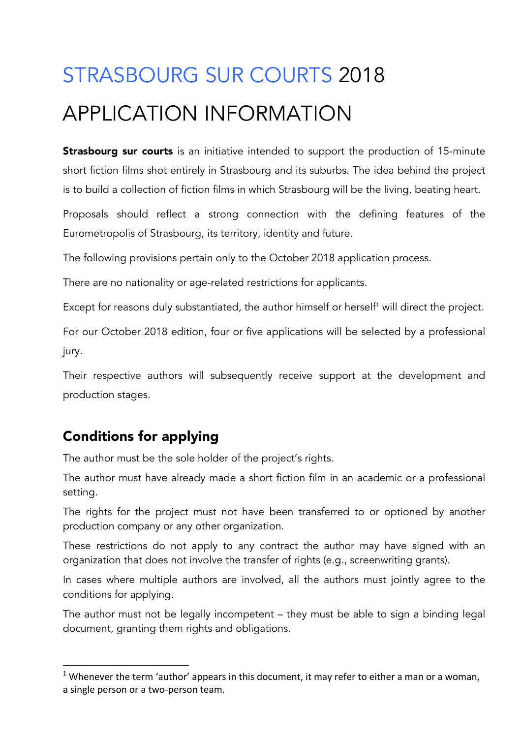# STRASBOURG SUR COURTS 2018

# APPLICATION INFORMATION

**Strasbourg sur courts** is an initiative intended to support the production of 15-minute short fiction films shot entirely in Strasbourg and its suburbs. The idea behind the project is to build a collection of fiction films in which Strasbourg will be the living, beating heart.

Proposals should reflect a strong connection with the defining features of the Eurometropolis of Strasbourg, its territory, identity and future.

The following provisions pertain only to the October 2018 application process.

There are no nationality or age-related restrictions for applicants.

Except for reasons duly substantiated, the author himself or herself[1] will direct the project.

For our October 2018 edition, four or five applications will be selected by a professional jury.

Their respective authors will subsequently receive support at the development and production stages.

## Conditions for applying

The author must be the sole holder of the project's rights.

The author must have already made a short fiction film in an academic or a professional setting.

The rights for the project must not have been transferred to or optioned by another production company or any other organization.

These restrictions do not apply to any contract the author may have signed with an organization that does not involve the transfer of rights (e.g., screenwriting grants).

In cases where multiple authors are involved, all the authors must jointly agree to the conditions for applying.

The author must not be legally incompetent – they must be able to sign a binding legal document, granting them rights and obligations.

[1] Whenever the term 'author' appears in this document, it may refer to either a man or a woman, a single person or a two-person team.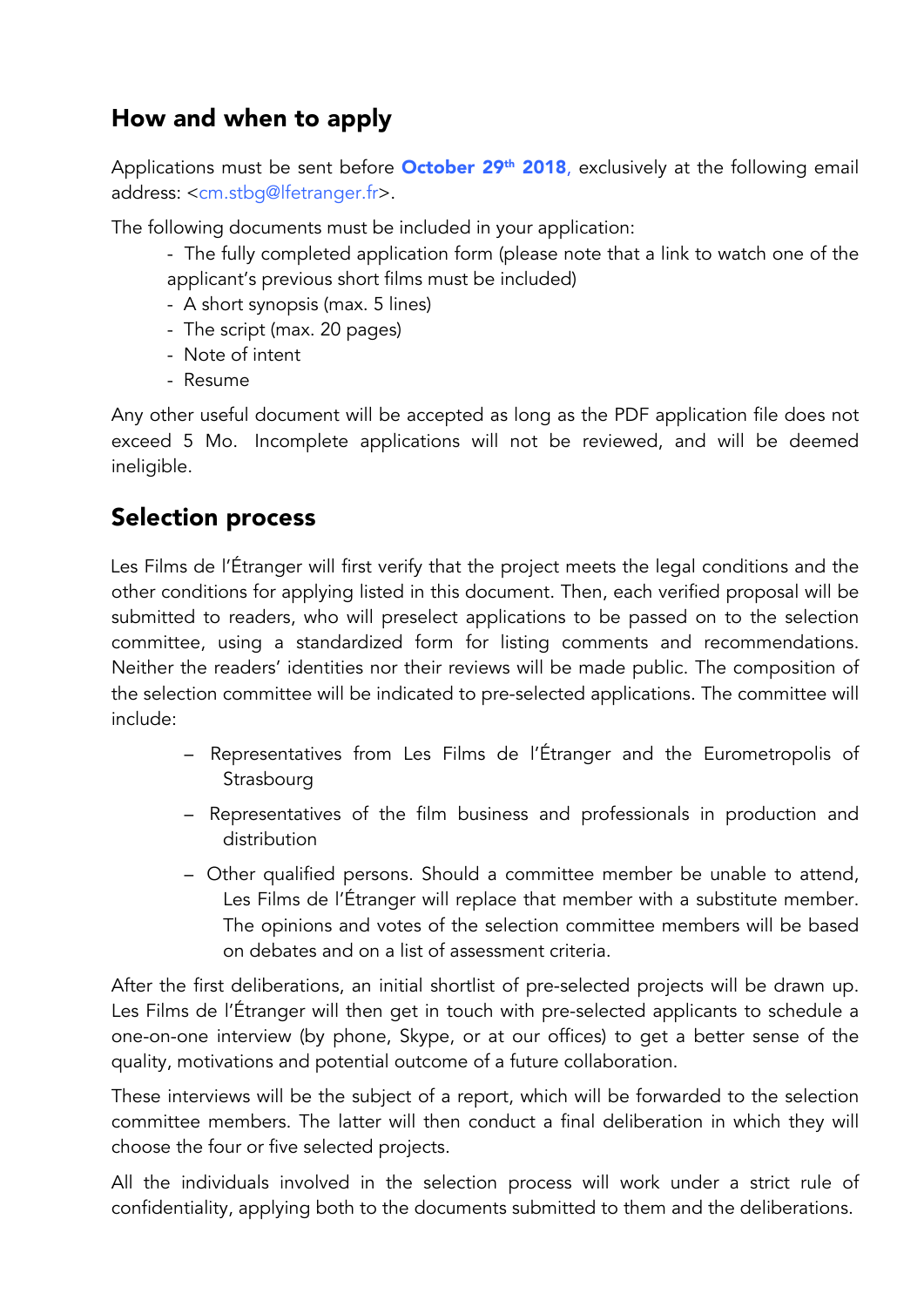## How and when to apply

Applications must be sent before **October 29th 2018**, exclusively at the following email address: <cm.stbg@lfetranger.fr>.

The following documents must be included in your application:

- The fully completed application form (please note that a link to watch one of the applicant's previous short films must be included)
- A short synopsis (max. 5 lines)
- The script (max. 20 pages)
- Note of intent
- Resume

Any other useful document will be accepted as long as the PDF application file does not exceed 5 Mo. Incomplete applications will not be reviewed, and will be deemed ineligible.

## Selection process

Les Films de l'Étranger will first verify that the project meets the legal conditions and the other conditions for applying listed in this document. Then, each verified proposal will be submitted to readers, who will preselect applications to be passed on to the selection committee, using a standardized form for listing comments and recommendations. Neither the readers' identities nor their reviews will be made public. The composition of the selection committee will be indicated to pre-selected applications. The committee will include:

- Representatives from Les Films de l'Étranger and the Eurometropolis of Strasbourg
- Representatives of the film business and professionals in production and distribution
- Other qualified persons. Should a committee member be unable to attend, Les Films de l'Étranger will replace that member with a substitute member. The opinions and votes of the selection committee members will be based on debates and on a list of assessment criteria.

After the first deliberations, an initial shortlist of pre-selected projects will be drawn up. Les Films de l'Étranger will then get in touch with pre-selected applicants to schedule a one-on-one interview (by phone, Skype, or at our offices) to get a better sense of the quality, motivations and potential outcome of a future collaboration.

These interviews will be the subject of a report, which will be forwarded to the selection committee members. The latter will then conduct a final deliberation in which they will choose the four or five selected projects.

All the individuals involved in the selection process will work under a strict rule of confidentiality, applying both to the documents submitted to them and the deliberations.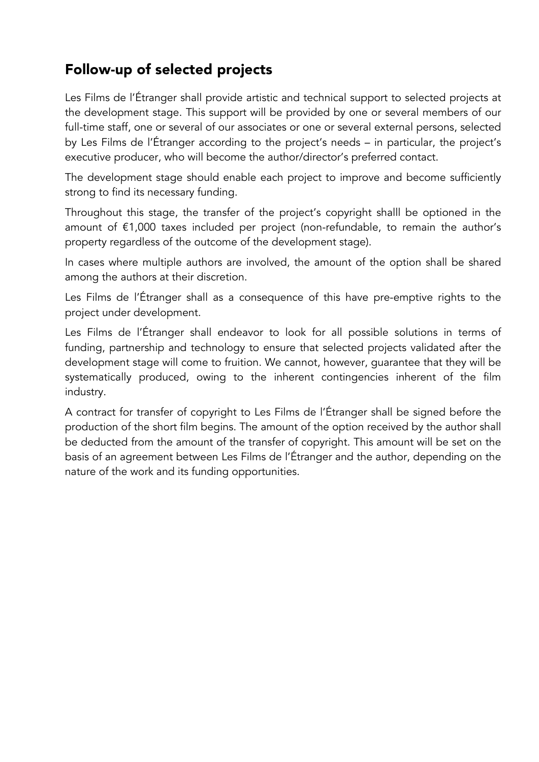## Follow-up of selected projects

Les Films de l'Étranger shall provide artistic and technical support to selected projects at the development stage. This support will be provided by one or several members of our full-time staff, one or several of our associates or one or several external persons, selected by Les Films de l'Étranger according to the project's needs – in particular, the project's executive producer, who will become the author/director's preferred contact.

The development stage should enable each project to improve and become sufficiently strong to find its necessary funding.

Throughout this stage, the transfer of the project's copyright shalll be optioned in the amount of €1,000 taxes included per project (non-refundable, to remain the author's property regardless of the outcome of the development stage).

In cases where multiple authors are involved, the amount of the option shall be shared among the authors at their discretion.

Les Films de l'Étranger shall as a consequence of this have pre-emptive rights to the project under development.

Les Films de l'Étranger shall endeavor to look for all possible solutions in terms of funding, partnership and technology to ensure that selected projects validated after the development stage will come to fruition. We cannot, however, guarantee that they will be systematically produced, owing to the inherent contingencies inherent of the film industry.

A contract for transfer of copyright to Les Films de l'Étranger shall be signed before the production of the short film begins. The amount of the option received by the author shall be deducted from the amount of the transfer of copyright. This amount will be set on the basis of an agreement between Les Films de l'Étranger and the author, depending on the nature of the work and its funding opportunities.